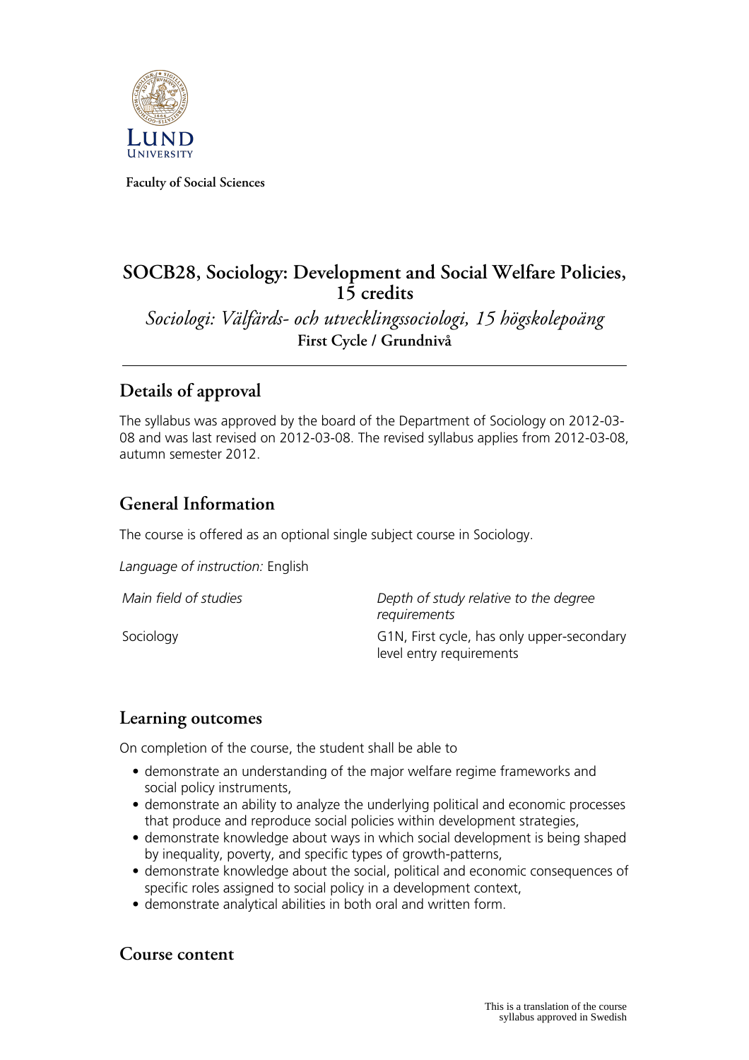Faculty of Social Sciences

# SOCB28, Sociology: Development and Social Welfare Policies, 15 credits

*Sociologi: Välfärds- och utvecklingssociologi, 15 högskolepoäng*

**First Cycle / Grundnivå**

## Details of approval

The syllabus was approved by the board of the Department of Sociology on 2012-03-08 and was last revised on 2012-03-08. The revised syllabus applies from 2012-03-08, autumn semester 2012.

## General Information

The course is offered as an optional single subject course in Sociology.

*Language of instruction:* English

| *Main field of studies* | *Depth of study relative to the degree requirements* |
| --- | --- |
| Sociology | G1N, First cycle, has only upper-secondary level entry requirements |

## Learning outcomes

On completion of the course, the student shall be able to

- demonstrate an understanding of the major welfare regime frameworks and social policy instruments,
- demonstrate an ability to analyze the underlying political and economic processes that produce and reproduce social policies within development strategies,
- demonstrate knowledge about ways in which social development is being shaped by inequality, poverty, and specific types of growth-patterns,
- demonstrate knowledge about the social, political and economic consequences of specific roles assigned to social policy in a development context,
- demonstrate analytical abilities in both oral and written form.

## Course content

This is a translation of the course syllabus approved in Swedish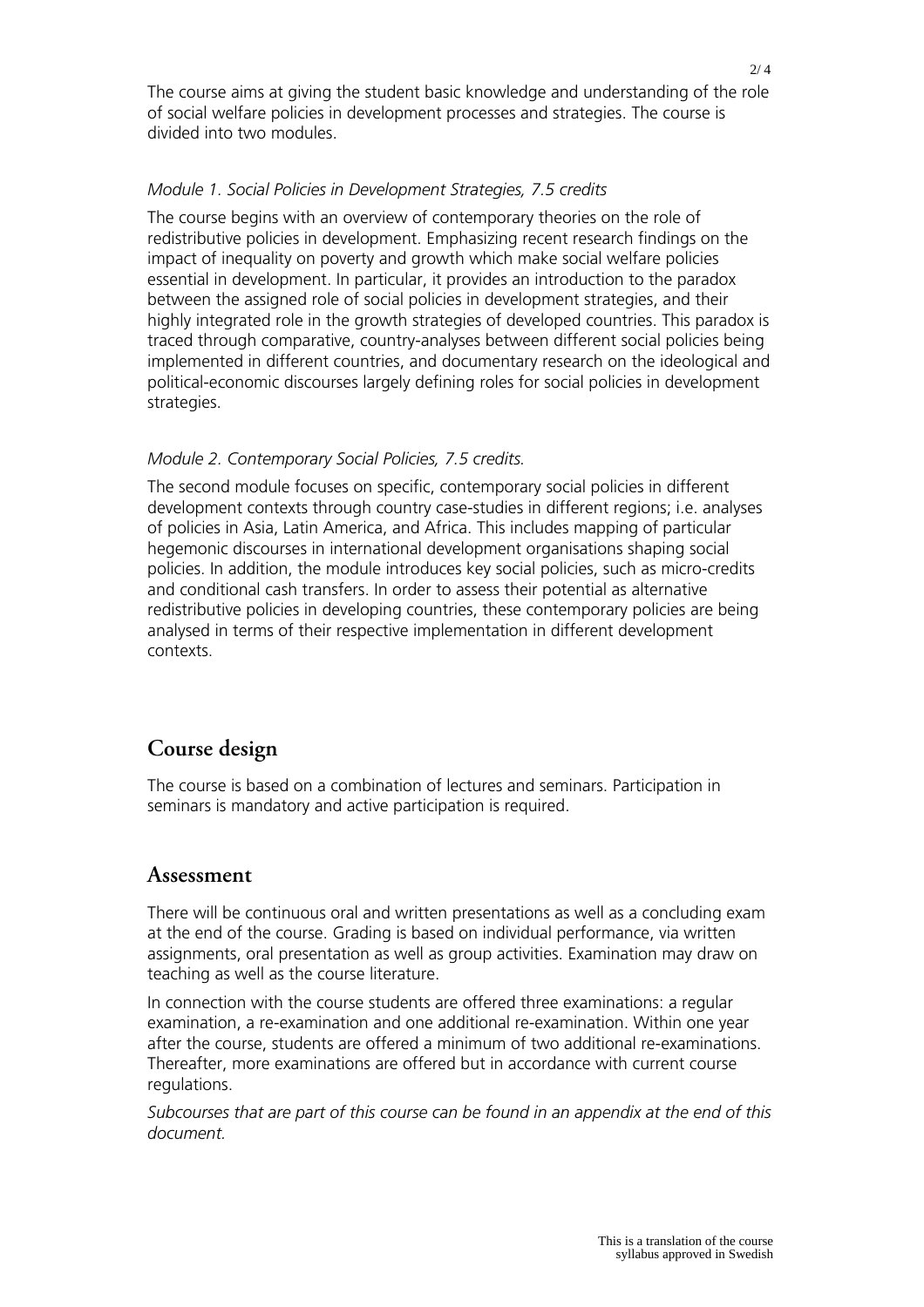The course aims at giving the student basic knowledge and understanding of the role of social welfare policies in development processes and strategies. The course is divided into two modules.

*Module 1. Social Policies in Development Strategies, 7.5 credits*

The course begins with an overview of contemporary theories on the role of redistributive policies in development. Emphasizing recent research findings on the impact of inequality on poverty and growth which make social welfare policies essential in development. In particular, it provides an introduction to the paradox between the assigned role of social policies in development strategies, and their highly integrated role in the growth strategies of developed countries. This paradox is traced through comparative, country-analyses between different social policies being implemented in different countries, and documentary research on the ideological and political-economic discourses largely defining roles for social policies in development strategies.

*Module 2. Contemporary Social Policies, 7.5 credits.*

The second module focuses on specific, contemporary social policies in different development contexts through country case-studies in different regions; i.e. analyses of policies in Asia, Latin America, and Africa. This includes mapping of particular hegemonic discourses in international development organisations shaping social policies. In addition, the module introduces key social policies, such as micro-credits and conditional cash transfers. In order to assess their potential as alternative redistributive policies in developing countries, these contemporary policies are being analysed in terms of their respective implementation in different development contexts.

## Course design

The course is based on a combination of lectures and seminars. Participation in seminars is mandatory and active participation is required.

## Assessment

There will be continuous oral and written presentations as well as a concluding exam at the end of the course. Grading is based on individual performance, via written assignments, oral presentation as well as group activities. Examination may draw on teaching as well as the course literature.

In connection with the course students are offered three examinations: a regular examination, a re-examination and one additional re-examination. Within one year after the course, students are offered a minimum of two additional re-examinations. Thereafter, more examinations are offered but in accordance with current course regulations.

*Subcourses that are part of this course can be found in an appendix at the end of this document.*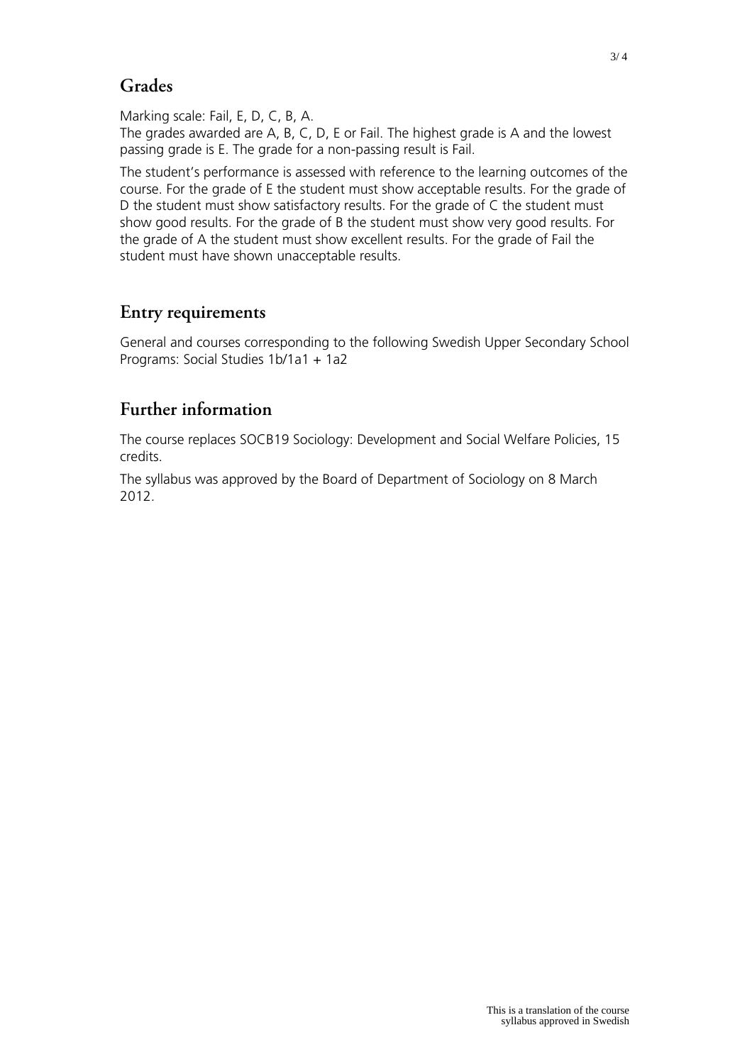## Grades

Marking scale: Fail, E, D, C, B, A.
The grades awarded are A, B, C, D, E or Fail. The highest grade is A and the lowest passing grade is E. The grade for a non-passing result is Fail.

The student's performance is assessed with reference to the learning outcomes of the course. For the grade of E the student must show acceptable results. For the grade of D the student must show satisfactory results. For the grade of C the student must show good results. For the grade of B the student must show very good results. For the grade of A the student must show excellent results. For the grade of Fail the student must have shown unacceptable results.

## Entry requirements

General and courses corresponding to the following Swedish Upper Secondary School Programs: Social Studies 1b/1a1 + 1a2

## Further information

The course replaces SOCB19 Sociology: Development and Social Welfare Policies, 15 credits.

The syllabus was approved by the Board of Department of Sociology on 8 March 2012.

This is a translation of the course syllabus approved in Swedish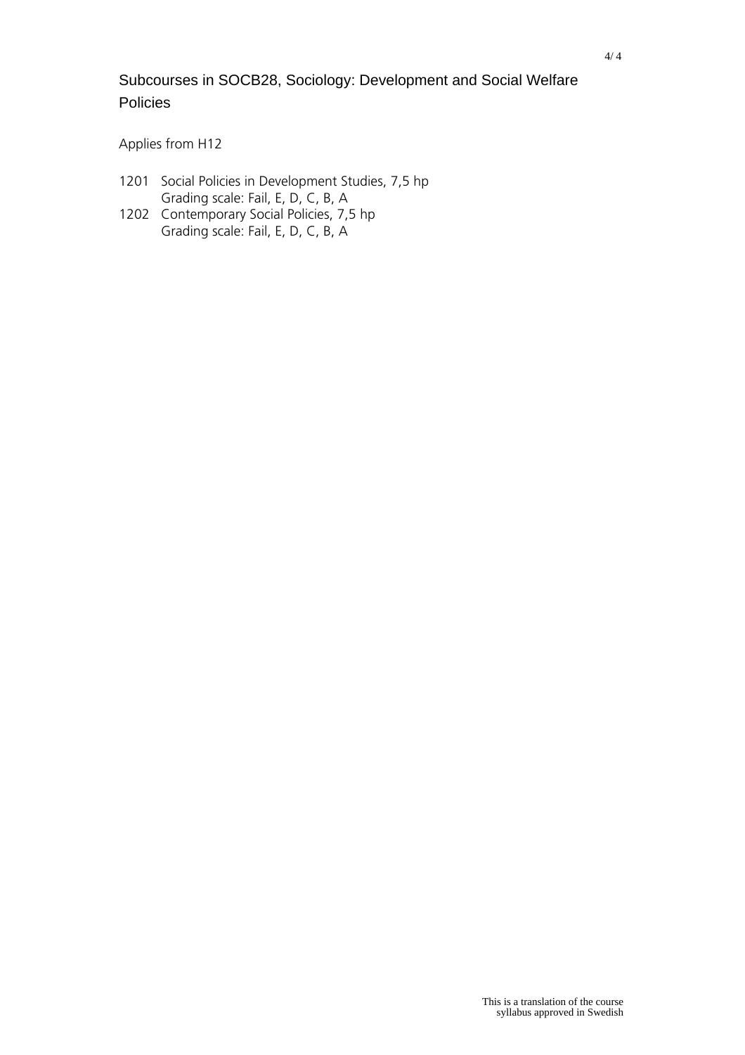## Subcourses in SOCB28, Sociology: Development and Social Welfare Policies

Applies from H12

1201 Social Policies in Development Studies, 7,5 hp
Grading scale: Fail, E, D, C, B, A

1202 Contemporary Social Policies, 7,5 hp
Grading scale: Fail, E, D, C, B, A